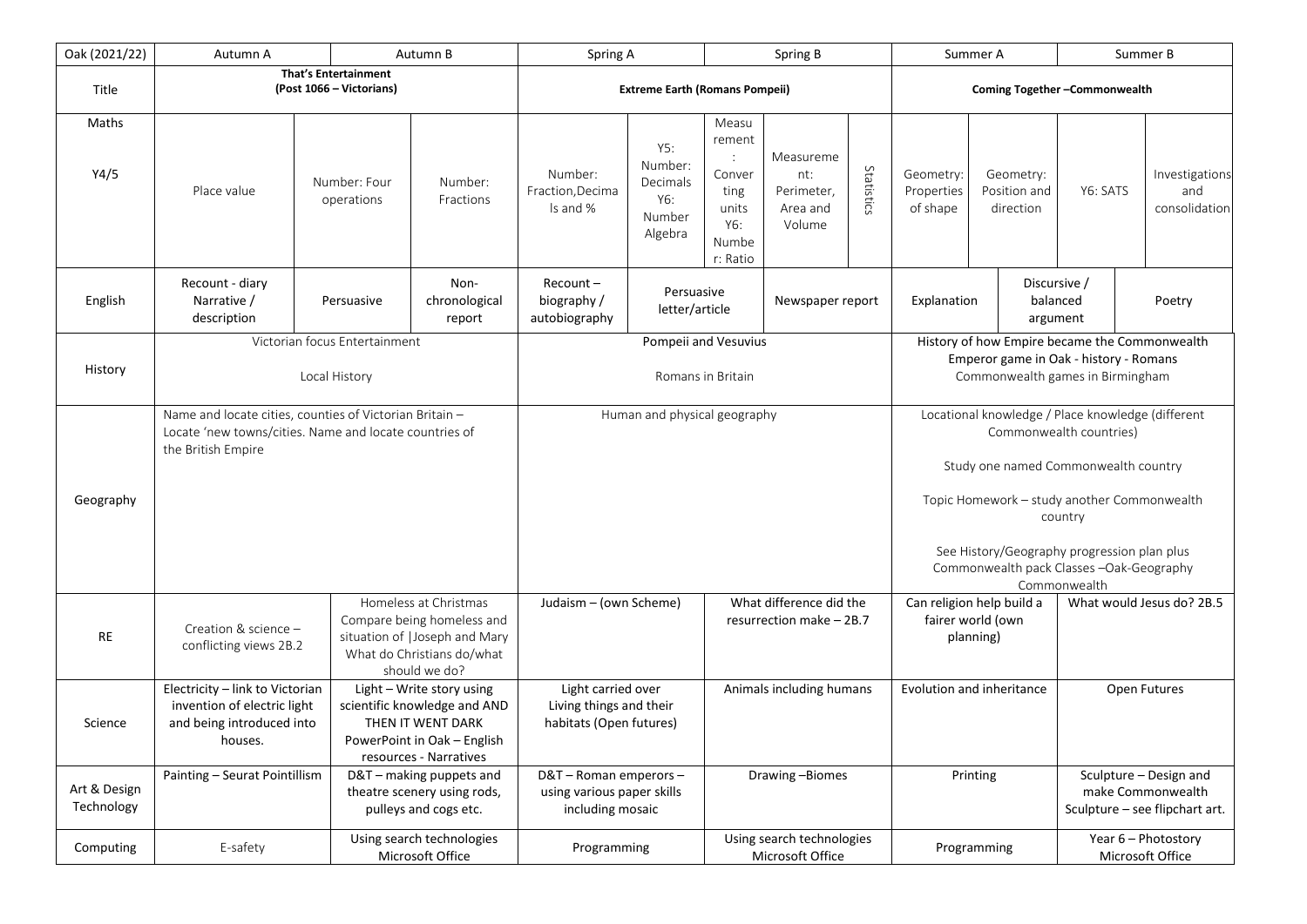| Oak (2021/22) | Autumn A | Autumn B | Spring A | Spring B | Summer A | Summer B |
|---|---|---|---|---|---|---|
| Title | **That's Entertainment<br>(Post 1066 – Victorians)** | | **Extreme Earth (Romans Pompeii)** | | **Coming Together –Commonwealth** | |
| Maths<br><br>Y4/5 | Place value | Number: Four operations<br><br>Number: Fractions | Number: Fraction,Decimals and %<br><br>Y5: Number: Decimals Y6: Number Algebra | Measurement: Converting units Y6: Number: Ratio<br><br>Measurement: Perimeter, Area and Volume<br><br>Statistics | Geometry: Properties of shape<br><br>Geometry: Position and direction | Y6: SATS<br><br>Investigations and consolidation |
| English | Recount - diary<br>Narrative / description | Persuasive<br><br>Non-chronological report | Recount – biography / autobiography | Persuasive letter/article<br><br>Newspaper report | Explanation | Discursive / balanced argument<br><br>Poetry |
| History | Victorian focus Entertainment<br><br>Local History | | Pompeii and Vesuvius<br><br>Romans in Britain | | History of how Empire became the Commonwealth<br>Emperor game in Oak - history - Romans<br>Commonwealth games in Birmingham | |
| Geography | Name and locate cities, counties of Victorian Britain – Locate 'new towns/cities. Name and locate countries of the British Empire | | Human and physical geography | | Locational knowledge / Place knowledge (different Commonwealth countries)<br><br>Study one named Commonwealth country<br><br>Topic Homework – study another Commonwealth country<br><br>See History/Geography progression plan plus Commonwealth pack Classes –Oak-Geography Commonwealth | |
| RE | Creation & science – conflicting views 2B.2 | Homeless at Christmas<br>Compare being homeless and situation of \|Joseph and Mary<br>What do Christians do/what should we do? | Judaism – (own Scheme) | What difference did the resurrection make – 2B.7 | Can religion help build a fairer world (own planning) | What would Jesus do? 2B.5 |
| Science | Electricity – link to Victorian invention of electric light and being introduced into houses. | Light – Write story using scientific knowledge and AND THEN IT WENT DARK PowerPoint in Oak – English resources - Narratives | Light carried over<br>Living things and their habitats (Open futures) | Animals including humans | Evolution and inheritance | Open Futures |
| Art & Design Technology | Painting – Seurat Pointillism | D&T – making puppets and theatre scenery using rods, pulleys and cogs etc. | D&T – Roman emperors – using various paper skills including mosaic | Drawing –Biomes | Printing | Sculpture – Design and make Commonwealth Sculpture – see flipchart art. |
| Computing | E-safety | Using search technologies<br>Microsoft Office | Programming | Using search technologies<br>Microsoft Office | Programming | Year 6 – Photostory<br>Microsoft Office |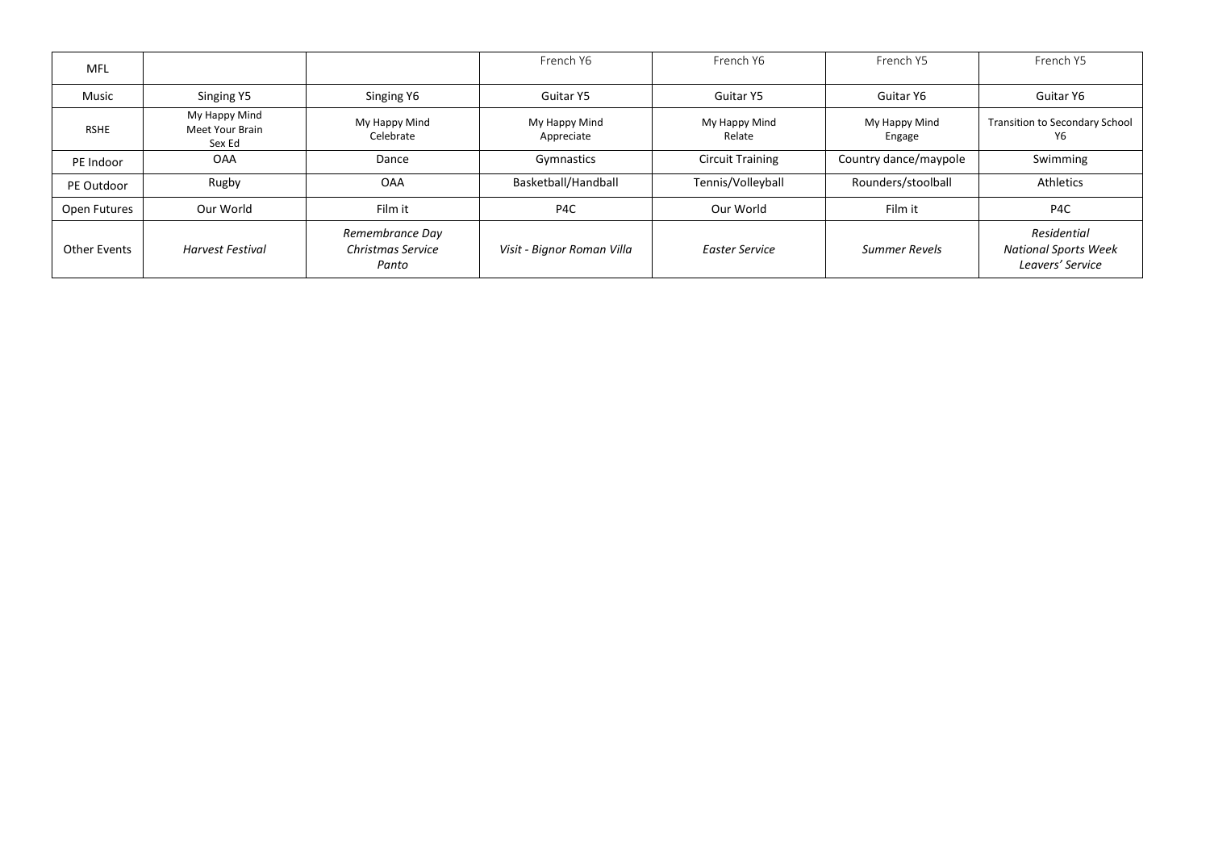| | | | | | | |
|---|---|---|---|---|---|---|
| MFL | | | French Y6 | French Y6 | French Y5 | French Y5 |
| Music | Singing Y5 | Singing Y6 | Guitar Y5 | Guitar Y5 | Guitar Y6 | Guitar Y6 |
| RSHE | My Happy Mind<br>Meet Your Brain<br>Sex Ed | My Happy Mind<br>Celebrate | My Happy Mind<br>Appreciate | My Happy Mind<br>Relate | My Happy Mind<br>Engage | Transition to Secondary School Y6 |
| PE Indoor | OAA | Dance | Gymnastics | Circuit Training | Country dance/maypole | Swimming |
| PE Outdoor | Rugby | OAA | Basketball/Handball | Tennis/Volleyball | Rounders/stoolball | Athletics |
| Open Futures | Our World | Film it | P4C | Our World | Film it | P4C |
| Other Events | *Harvest Festival* | *Remembrance Day*<br>*Christmas Service*<br>*Panto* | *Visit - Bignor Roman Villa* | *Easter Service* | *Summer Revels* | *Residential*<br>*National Sports Week*<br>*Leavers' Service* |